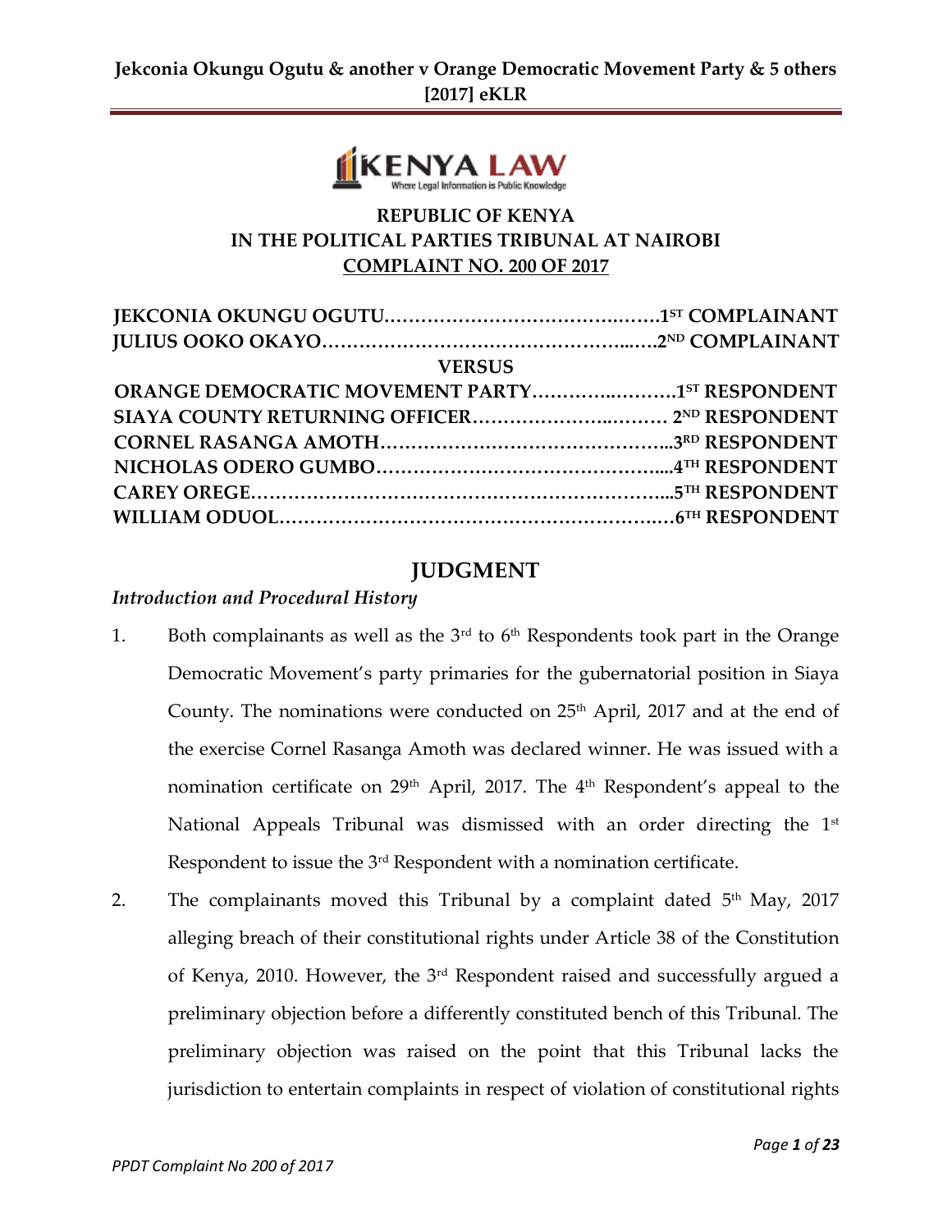REPUBLIC OF KENYA
IN THE POLITICAL PARTIES TRIBUNAL AT NAIROBI
**COMPLAINT NO. 200 OF 2017**

**JEKCONIA OKUNGU OGUTU……………………………………….…….1ST COMPLAINANT**
**JULIUS OOKO OKAYO………………………………………….…...….2ND COMPLAINANT**

**VERSUS**

**ORANGE DEMOCRATIC MOVEMENT PARTY……………..……….1ST RESPONDENT**
**SIAYA COUNTY RETURNING OFFICER……………………..……… 2ND RESPONDENT**
**CORNEL RASANGA AMOTH………………………………………...3RD RESPONDENT**
**NICHOLAS ODERO GUMBO…………………………………………....4TH RESPONDENT**
**CAREY OREGE…………………………………………………………...5TH RESPONDENT**
**WILLIAM ODUOL……………………………………………………..…6TH RESPONDENT**

# JUDGMENT

### *Introduction and Procedural History*

1. Both complainants as well as the 3rd to 6th Respondents took part in the Orange Democratic Movement's party primaries for the gubernatorial position in Siaya County. The nominations were conducted on 25th April, 2017 and at the end of the exercise Cornel Rasanga Amoth was declared winner. He was issued with a nomination certificate on 29th April, 2017. The 4th Respondent's appeal to the National Appeals Tribunal was dismissed with an order directing the 1st Respondent to issue the 3rd Respondent with a nomination certificate.

2. The complainants moved this Tribunal by a complaint dated 5th May, 2017 alleging breach of their constitutional rights under Article 38 of the Constitution of Kenya, 2010. However, the 3rd Respondent raised and successfully argued a preliminary objection before a differently constituted bench of this Tribunal. The preliminary objection was raised on the point that this Tribunal lacks the jurisdiction to entertain complaints in respect of violation of constitutional rights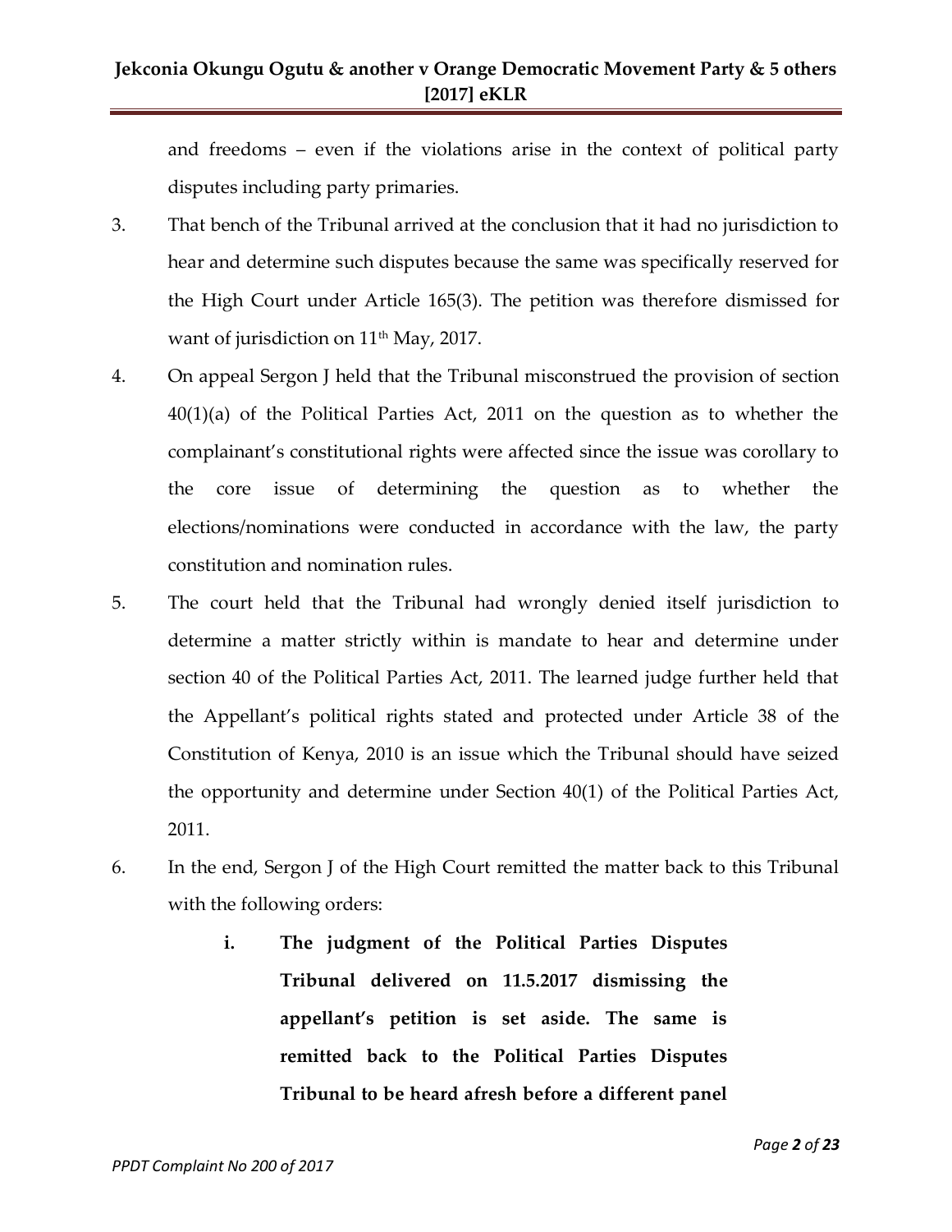and freedoms – even if the violations arise in the context of political party disputes including party primaries.

3. That bench of the Tribunal arrived at the conclusion that it had no jurisdiction to hear and determine such disputes because the same was specifically reserved for the High Court under Article 165(3). The petition was therefore dismissed for want of jurisdiction on 11th May, 2017.

4. On appeal Sergon J held that the Tribunal misconstrued the provision of section 40(1)(a) of the Political Parties Act, 2011 on the question as to whether the complainant's constitutional rights were affected since the issue was corollary to the core issue of determining the question as to whether the elections/nominations were conducted in accordance with the law, the party constitution and nomination rules.

5. The court held that the Tribunal had wrongly denied itself jurisdiction to determine a matter strictly within is mandate to hear and determine under section 40 of the Political Parties Act, 2011. The learned judge further held that the Appellant's political rights stated and protected under Article 38 of the Constitution of Kenya, 2010 is an issue which the Tribunal should have seized the opportunity and determine under Section 40(1) of the Political Parties Act, 2011.

6. In the end, Sergon J of the High Court remitted the matter back to this Tribunal with the following orders:

   **i. The judgment of the Political Parties Disputes Tribunal delivered on 11.5.2017 dismissing the appellant's petition is set aside. The same is remitted back to the Political Parties Disputes Tribunal to be heard afresh before a different panel**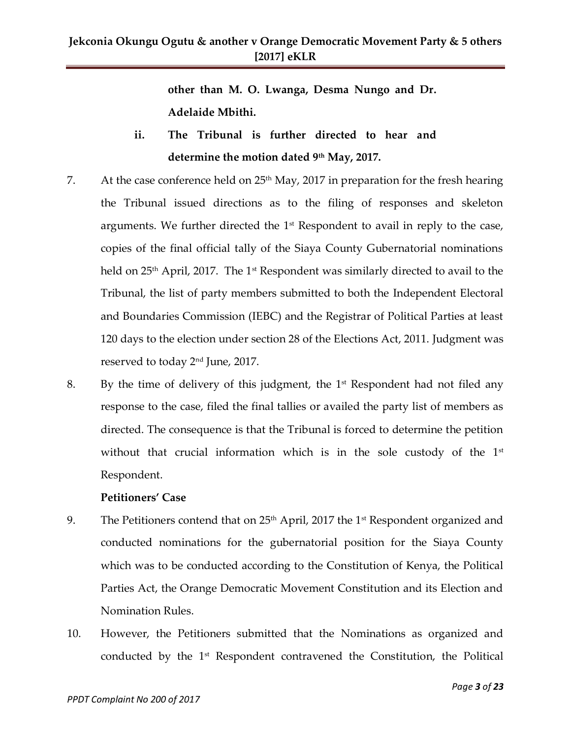**other than M. O. Lwanga, Desma Nungo and Dr. Adelaide Mbithi.**

**ii. The Tribunal is further directed to hear and determine the motion dated 9th May, 2017.**

7. At the case conference held on 25th May, 2017 in preparation for the fresh hearing the Tribunal issued directions as to the filing of responses and skeleton arguments. We further directed the 1st Respondent to avail in reply to the case, copies of the final official tally of the Siaya County Gubernatorial nominations held on 25th April, 2017. The 1st Respondent was similarly directed to avail to the Tribunal, the list of party members submitted to both the Independent Electoral and Boundaries Commission (IEBC) and the Registrar of Political Parties at least 120 days to the election under section 28 of the Elections Act, 2011. Judgment was reserved to today 2nd June, 2017.

8. By the time of delivery of this judgment, the 1st Respondent had not filed any response to the case, filed the final tallies or availed the party list of members as directed. The consequence is that the Tribunal is forced to determine the petition without that crucial information which is in the sole custody of the 1st Respondent.

**Petitioners' Case**

9. The Petitioners contend that on 25th April, 2017 the 1st Respondent organized and conducted nominations for the gubernatorial position for the Siaya County which was to be conducted according to the Constitution of Kenya, the Political Parties Act, the Orange Democratic Movement Constitution and its Election and Nomination Rules.

10. However, the Petitioners submitted that the Nominations as organized and conducted by the 1st Respondent contravened the Constitution, the Political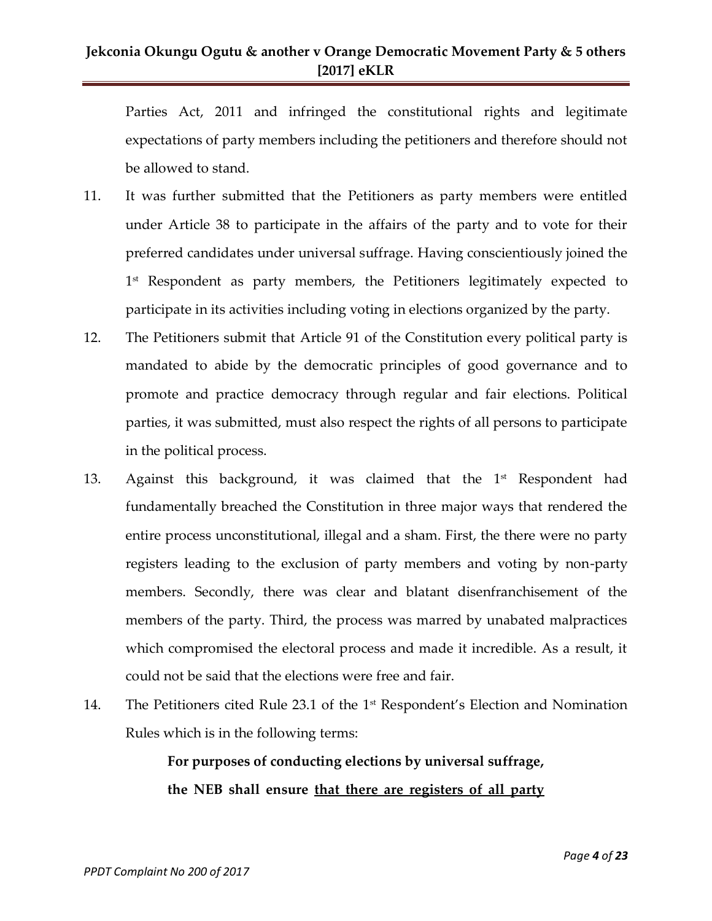Parties Act, 2011 and infringed the constitutional rights and legitimate expectations of party members including the petitioners and therefore should not be allowed to stand.

11. It was further submitted that the Petitioners as party members were entitled under Article 38 to participate in the affairs of the party and to vote for their preferred candidates under universal suffrage. Having conscientiously joined the 1st Respondent as party members, the Petitioners legitimately expected to participate in its activities including voting in elections organized by the party.

12. The Petitioners submit that Article 91 of the Constitution every political party is mandated to abide by the democratic principles of good governance and to promote and practice democracy through regular and fair elections. Political parties, it was submitted, must also respect the rights of all persons to participate in the political process.

13. Against this background, it was claimed that the 1st Respondent had fundamentally breached the Constitution in three major ways that rendered the entire process unconstitutional, illegal and a sham. First, the there were no party registers leading to the exclusion of party members and voting by non-party members. Secondly, there was clear and blatant disenfranchisement of the members of the party. Third, the process was marred by unabated malpractices which compromised the electoral process and made it incredible. As a result, it could not be said that the elections were free and fair.

14. The Petitioners cited Rule 23.1 of the 1st Respondent's Election and Nomination Rules which is in the following terms:

> **For purposes of conducting elections by universal suffrage, the NEB shall ensure <u>that there are registers of all party</u>**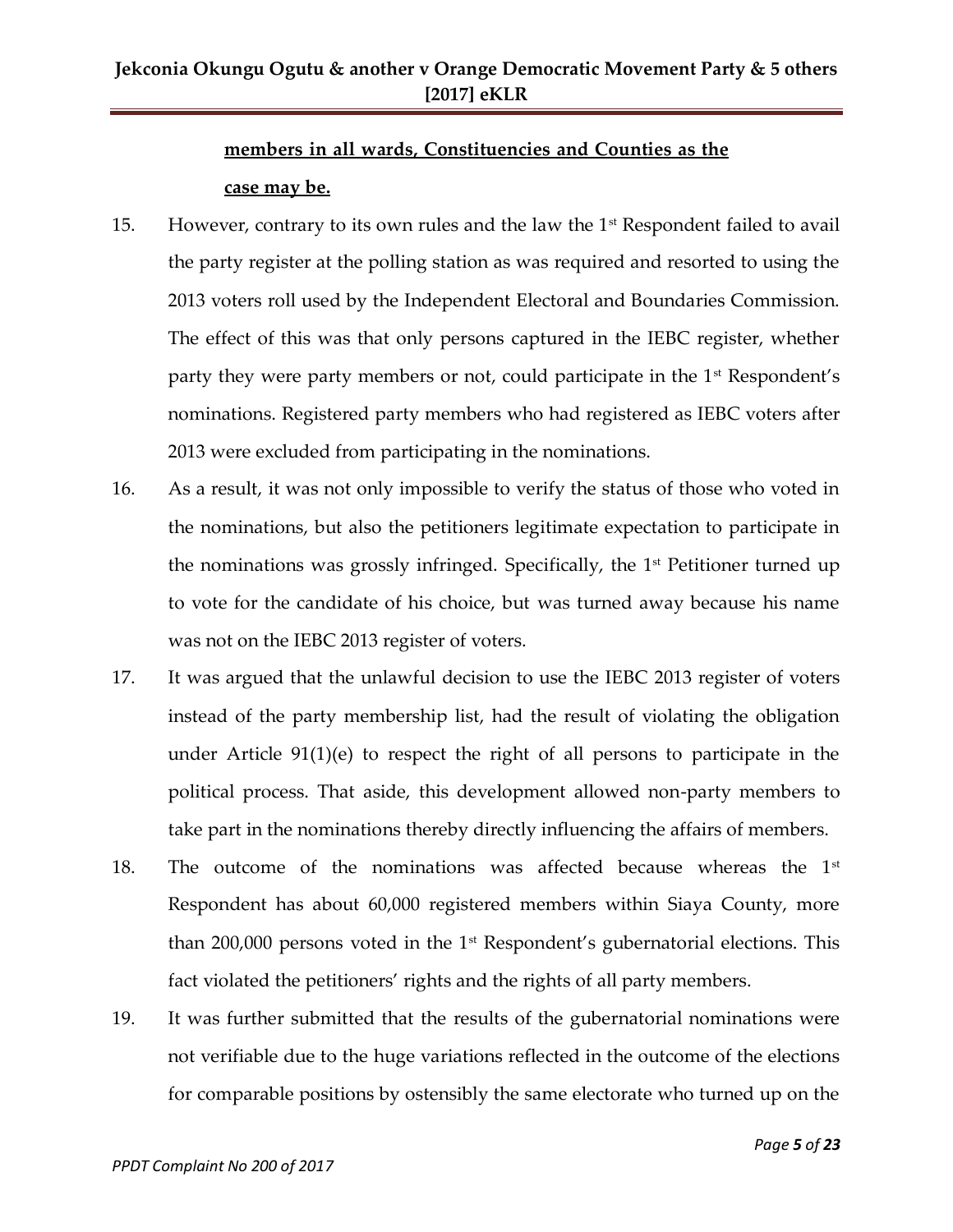**members in all wards, Constituencies and Counties as the case may be.**

15. However, contrary to its own rules and the law the 1st Respondent failed to avail the party register at the polling station as was required and resorted to using the 2013 voters roll used by the Independent Electoral and Boundaries Commission. The effect of this was that only persons captured in the IEBC register, whether party they were party members or not, could participate in the 1st Respondent's nominations. Registered party members who had registered as IEBC voters after 2013 were excluded from participating in the nominations.

16. As a result, it was not only impossible to verify the status of those who voted in the nominations, but also the petitioners legitimate expectation to participate in the nominations was grossly infringed. Specifically, the 1st Petitioner turned up to vote for the candidate of his choice, but was turned away because his name was not on the IEBC 2013 register of voters.

17. It was argued that the unlawful decision to use the IEBC 2013 register of voters instead of the party membership list, had the result of violating the obligation under Article 91(1)(e) to respect the right of all persons to participate in the political process. That aside, this development allowed non-party members to take part in the nominations thereby directly influencing the affairs of members.

18. The outcome of the nominations was affected because whereas the 1st Respondent has about 60,000 registered members within Siaya County, more than 200,000 persons voted in the 1st Respondent's gubernatorial elections. This fact violated the petitioners' rights and the rights of all party members.

19. It was further submitted that the results of the gubernatorial nominations were not verifiable due to the huge variations reflected in the outcome of the elections for comparable positions by ostensibly the same electorate who turned up on the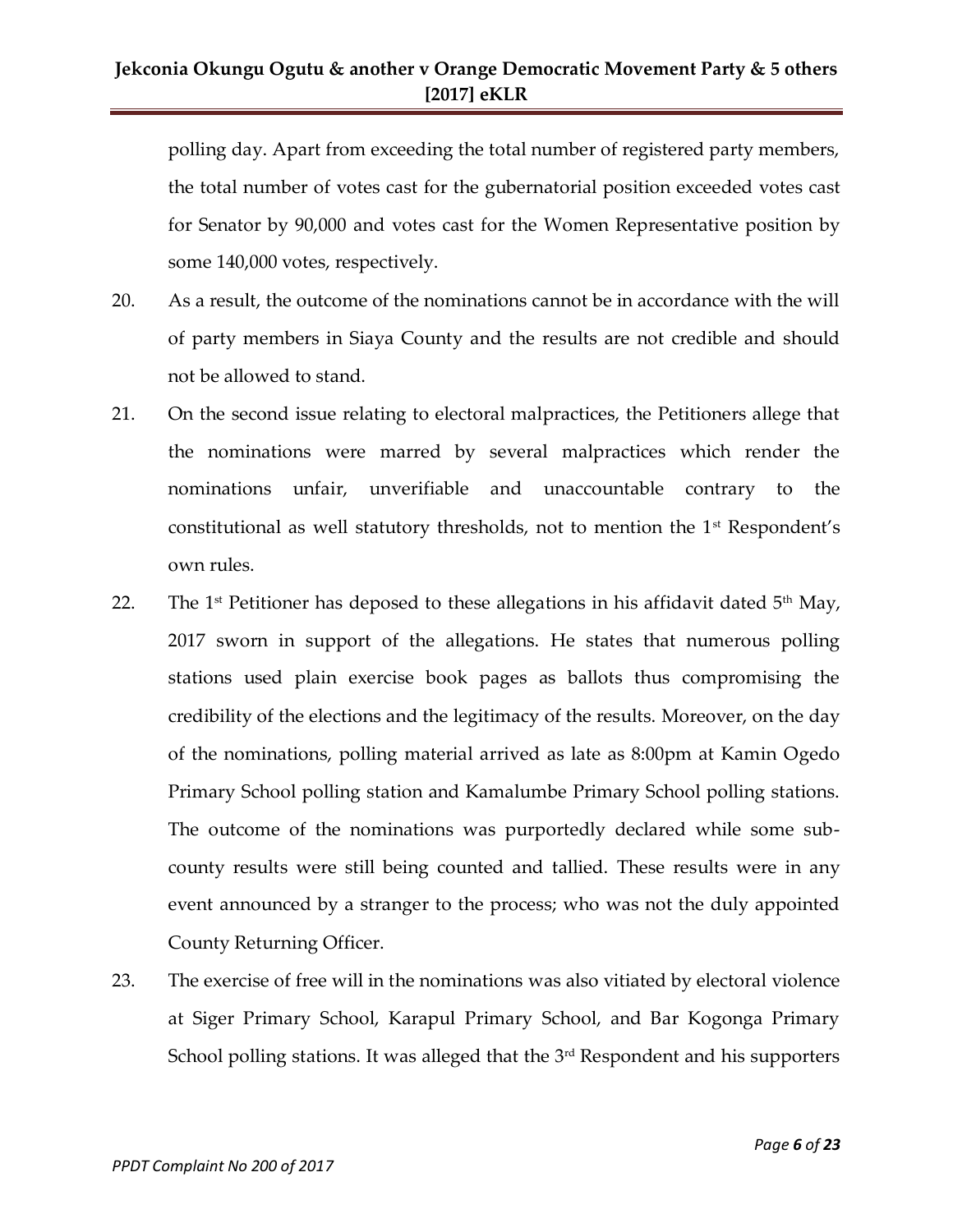polling day. Apart from exceeding the total number of registered party members, the total number of votes cast for the gubernatorial position exceeded votes cast for Senator by 90,000 and votes cast for the Women Representative position by some 140,000 votes, respectively.

20. As a result, the outcome of the nominations cannot be in accordance with the will of party members in Siaya County and the results are not credible and should not be allowed to stand.

21. On the second issue relating to electoral malpractices, the Petitioners allege that the nominations were marred by several malpractices which render the nominations unfair, unverifiable and unaccountable contrary to the constitutional as well statutory thresholds, not to mention the 1st Respondent's own rules.

22. The 1st Petitioner has deposed to these allegations in his affidavit dated 5th May, 2017 sworn in support of the allegations. He states that numerous polling stations used plain exercise book pages as ballots thus compromising the credibility of the elections and the legitimacy of the results. Moreover, on the day of the nominations, polling material arrived as late as 8:00pm at Kamin Ogedo Primary School polling station and Kamalumbe Primary School polling stations. The outcome of the nominations was purportedly declared while some sub-county results were still being counted and tallied. These results were in any event announced by a stranger to the process; who was not the duly appointed County Returning Officer.

23. The exercise of free will in the nominations was also vitiated by electoral violence at Siger Primary School, Karapul Primary School, and Bar Kogonga Primary School polling stations. It was alleged that the 3rd Respondent and his supporters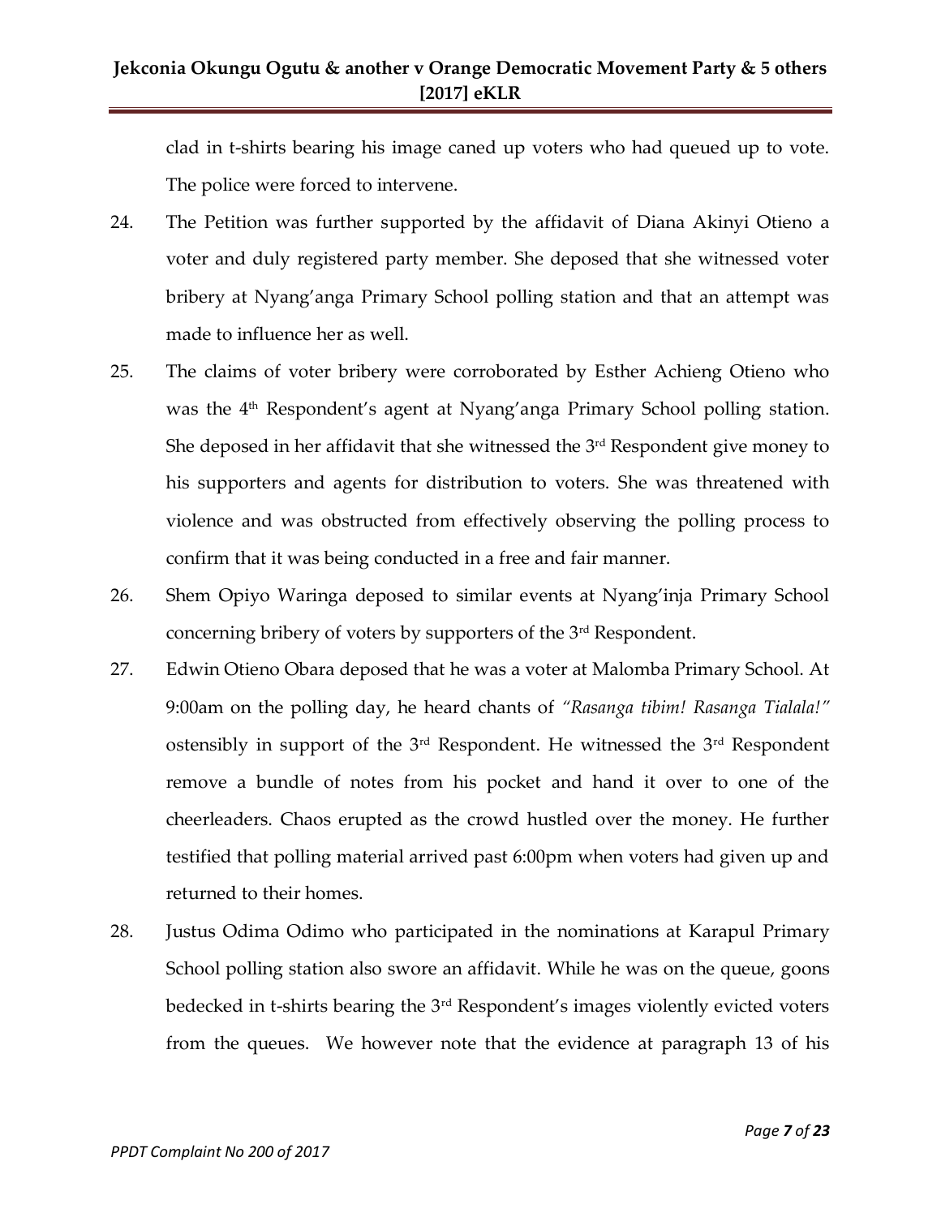clad in t-shirts bearing his image caned up voters who had queued up to vote. The police were forced to intervene.

24. The Petition was further supported by the affidavit of Diana Akinyi Otieno a voter and duly registered party member. She deposed that she witnessed voter bribery at Nyang'anga Primary School polling station and that an attempt was made to influence her as well.

25. The claims of voter bribery were corroborated by Esther Achieng Otieno who was the 4th Respondent's agent at Nyang'anga Primary School polling station. She deposed in her affidavit that she witnessed the 3rd Respondent give money to his supporters and agents for distribution to voters. She was threatened with violence and was obstructed from effectively observing the polling process to confirm that it was being conducted in a free and fair manner.

26. Shem Opiyo Waringa deposed to similar events at Nyang'inja Primary School concerning bribery of voters by supporters of the 3rd Respondent.

27. Edwin Otieno Obara deposed that he was a voter at Malomba Primary School. At 9:00am on the polling day, he heard chants of *"Rasanga tibim! Rasanga Tialala!"* ostensibly in support of the 3rd Respondent. He witnessed the 3rd Respondent remove a bundle of notes from his pocket and hand it over to one of the cheerleaders. Chaos erupted as the crowd hustled over the money. He further testified that polling material arrived past 6:00pm when voters had given up and returned to their homes.

28. Justus Odima Odimo who participated in the nominations at Karapul Primary School polling station also swore an affidavit. While he was on the queue, goons bedecked in t-shirts bearing the 3rd Respondent's images violently evicted voters from the queues. We however note that the evidence at paragraph 13 of his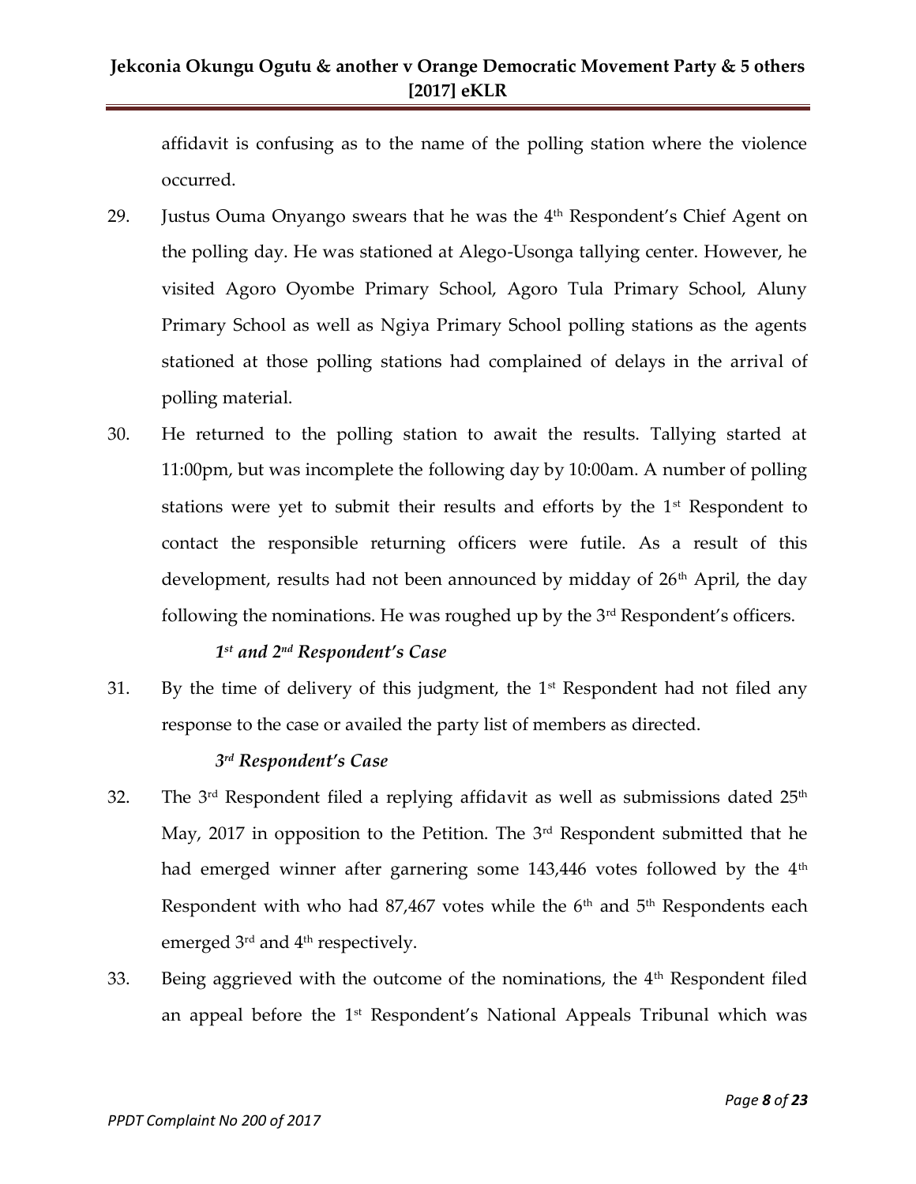affidavit is confusing as to the name of the polling station where the violence occurred.

29. Justus Ouma Onyango swears that he was the 4th Respondent's Chief Agent on the polling day. He was stationed at Alego-Usonga tallying center. However, he visited Agoro Oyombe Primary School, Agoro Tula Primary School, Aluny Primary School as well as Ngiya Primary School polling stations as the agents stationed at those polling stations had complained of delays in the arrival of polling material.

30. He returned to the polling station to await the results. Tallying started at 11:00pm, but was incomplete the following day by 10:00am. A number of polling stations were yet to submit their results and efforts by the 1st Respondent to contact the responsible returning officers were futile. As a result of this development, results had not been announced by midday of 26th April, the day following the nominations. He was roughed up by the 3rd Respondent's officers.

***1st and 2nd Respondent's Case***

31. By the time of delivery of this judgment, the 1st Respondent had not filed any response to the case or availed the party list of members as directed.

***3rd Respondent's Case***

32. The 3rd Respondent filed a replying affidavit as well as submissions dated 25th May, 2017 in opposition to the Petition. The 3rd Respondent submitted that he had emerged winner after garnering some 143,446 votes followed by the 4th Respondent with who had 87,467 votes while the 6th and 5th Respondents each emerged 3rd and 4th respectively.

33. Being aggrieved with the outcome of the nominations, the 4th Respondent filed an appeal before the 1st Respondent's National Appeals Tribunal which was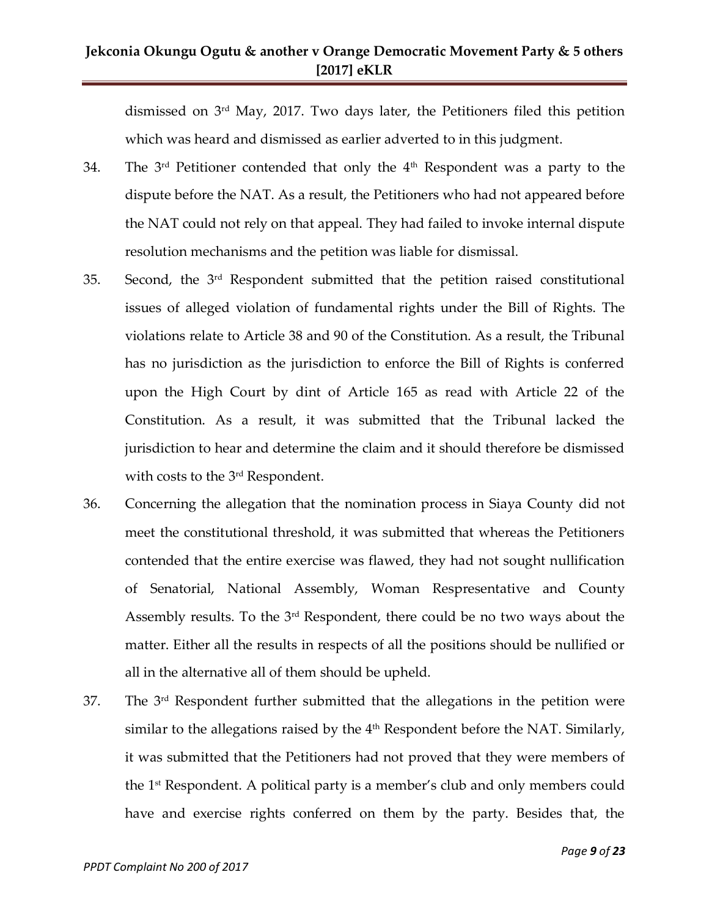dismissed on 3rd May, 2017. Two days later, the Petitioners filed this petition which was heard and dismissed as earlier adverted to in this judgment.

34. The 3rd Petitioner contended that only the 4th Respondent was a party to the dispute before the NAT. As a result, the Petitioners who had not appeared before the NAT could not rely on that appeal. They had failed to invoke internal dispute resolution mechanisms and the petition was liable for dismissal.

35. Second, the 3rd Respondent submitted that the petition raised constitutional issues of alleged violation of fundamental rights under the Bill of Rights. The violations relate to Article 38 and 90 of the Constitution. As a result, the Tribunal has no jurisdiction as the jurisdiction to enforce the Bill of Rights is conferred upon the High Court by dint of Article 165 as read with Article 22 of the Constitution. As a result, it was submitted that the Tribunal lacked the jurisdiction to hear and determine the claim and it should therefore be dismissed with costs to the 3rd Respondent.

36. Concerning the allegation that the nomination process in Siaya County did not meet the constitutional threshold, it was submitted that whereas the Petitioners contended that the entire exercise was flawed, they had not sought nullification of Senatorial, National Assembly, Woman Respresentative and County Assembly results. To the 3rd Respondent, there could be no two ways about the matter. Either all the results in respects of all the positions should be nullified or all in the alternative all of them should be upheld.

37. The 3rd Respondent further submitted that the allegations in the petition were similar to the allegations raised by the 4th Respondent before the NAT. Similarly, it was submitted that the Petitioners had not proved that they were members of the 1st Respondent. A political party is a member's club and only members could have and exercise rights conferred on them by the party. Besides that, the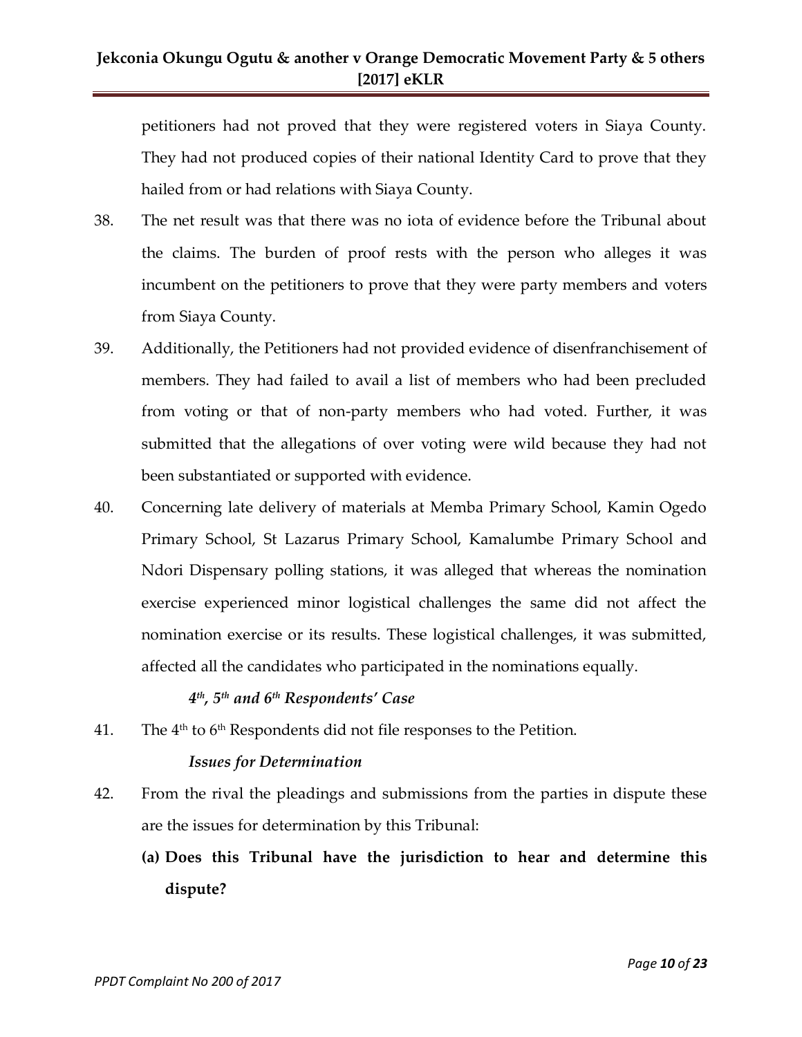petitioners had not proved that they were registered voters in Siaya County. They had not produced copies of their national Identity Card to prove that they hailed from or had relations with Siaya County.

38. The net result was that there was no iota of evidence before the Tribunal about the claims. The burden of proof rests with the person who alleges it was incumbent on the petitioners to prove that they were party members and voters from Siaya County.

39. Additionally, the Petitioners had not provided evidence of disenfranchisement of members. They had failed to avail a list of members who had been precluded from voting or that of non-party members who had voted. Further, it was submitted that the allegations of over voting were wild because they had not been substantiated or supported with evidence.

40. Concerning late delivery of materials at Memba Primary School, Kamin Ogedo Primary School, St Lazarus Primary School, Kamalumbe Primary School and Ndori Dispensary polling stations, it was alleged that whereas the nomination exercise experienced minor logistical challenges the same did not affect the nomination exercise or its results. These logistical challenges, it was submitted, affected all the candidates who participated in the nominations equally.

***4th, 5th and 6th Respondents' Case***

41. The 4th to 6th Respondents did not file responses to the Petition.

***Issues for Determination***

42. From the rival the pleadings and submissions from the parties in dispute these are the issues for determination by this Tribunal:

    **(a) Does this Tribunal have the jurisdiction to hear and determine this dispute?**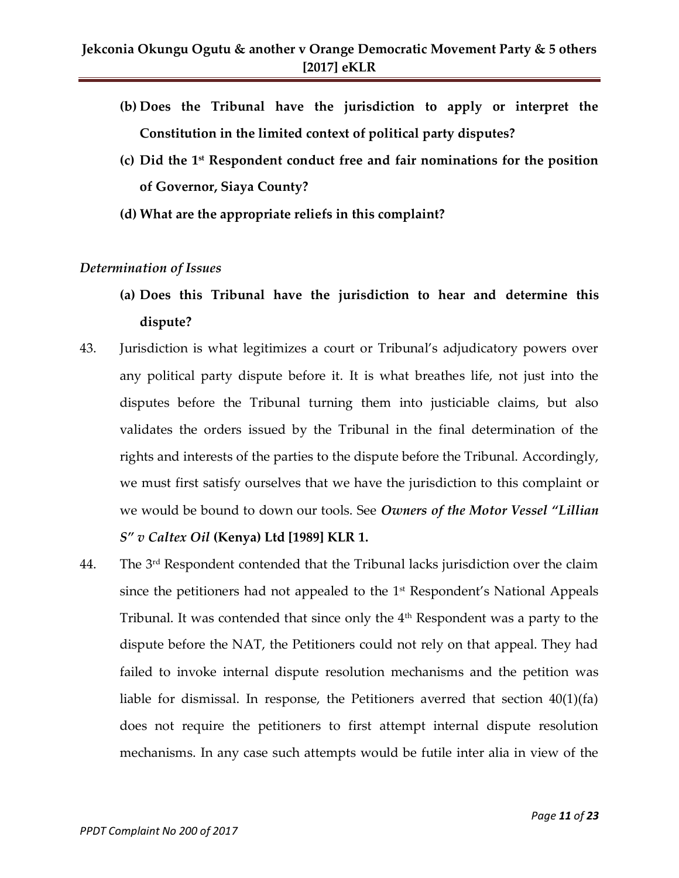**(b) Does the Tribunal have the jurisdiction to apply or interpret the Constitution in the limited context of political party disputes?**

**(c) Did the 1st Respondent conduct free and fair nominations for the position of Governor, Siaya County?**

**(d) What are the appropriate reliefs in this complaint?**

*Determination of Issues*

**(a) Does this Tribunal have the jurisdiction to hear and determine this dispute?**

43. Jurisdiction is what legitimizes a court or Tribunal's adjudicatory powers over any political party dispute before it. It is what breathes life, not just into the disputes before the Tribunal turning them into justiciable claims, but also validates the orders issued by the Tribunal in the final determination of the rights and interests of the parties to the dispute before the Tribunal. Accordingly, we must first satisfy ourselves that we have the jurisdiction to this complaint or we would be bound to down our tools. See ***Owners of the Motor Vessel "Lillian S" v Caltex Oil*** **(Kenya) Ltd [1989] KLR 1.**

44. The 3rd Respondent contended that the Tribunal lacks jurisdiction over the claim since the petitioners had not appealed to the 1st Respondent's National Appeals Tribunal. It was contended that since only the 4th Respondent was a party to the dispute before the NAT, the Petitioners could not rely on that appeal. They had failed to invoke internal dispute resolution mechanisms and the petition was liable for dismissal. In response, the Petitioners averred that section 40(1)(fa) does not require the petitioners to first attempt internal dispute resolution mechanisms. In any case such attempts would be futile inter alia in view of the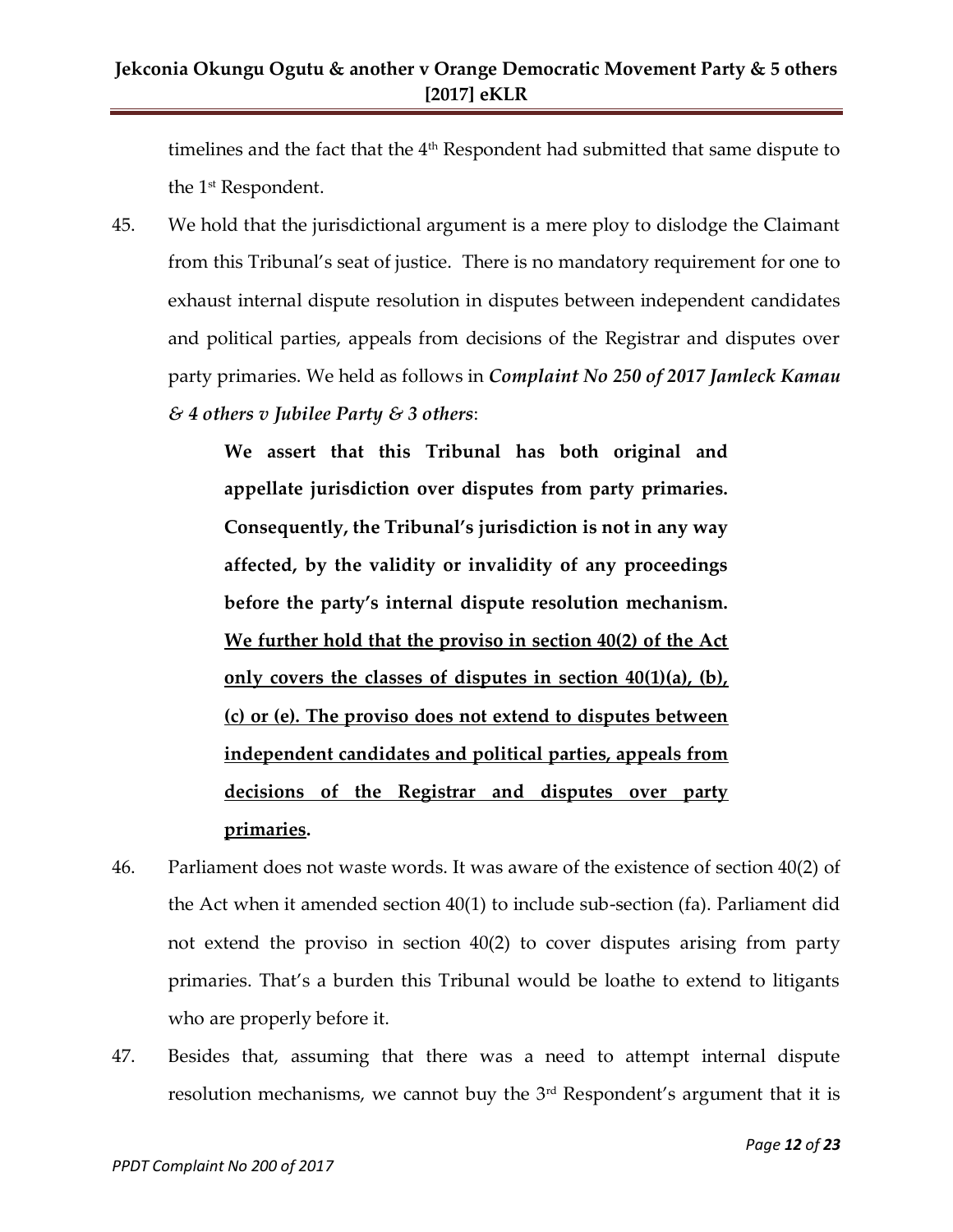timelines and the fact that the 4th Respondent had submitted that same dispute to the 1st Respondent.

45. We hold that the jurisdictional argument is a mere ploy to dislodge the Claimant from this Tribunal's seat of justice. There is no mandatory requirement for one to exhaust internal dispute resolution in disputes between independent candidates and political parties, appeals from decisions of the Registrar and disputes over party primaries. We held as follows in ***Complaint No 250 of 2017 Jamleck Kamau & 4 others v Jubilee Party & 3 others***:

> **We assert that this Tribunal has both original and appellate jurisdiction over disputes from party primaries. Consequently, the Tribunal's jurisdiction is not in any way affected, by the validity or invalidity of any proceedings before the party's internal dispute resolution mechanism. <u>We further hold that the proviso in section 40(2) of the Act only covers the classes of disputes in section 40(1)(a), (b), (c) or (e). The proviso does not extend to disputes between independent candidates and political parties, appeals from decisions of the Registrar and disputes over party primaries</u>.**

46. Parliament does not waste words. It was aware of the existence of section 40(2) of the Act when it amended section 40(1) to include sub-section (fa). Parliament did not extend the proviso in section 40(2) to cover disputes arising from party primaries. That's a burden this Tribunal would be loathe to extend to litigants who are properly before it.

47. Besides that, assuming that there was a need to attempt internal dispute resolution mechanisms, we cannot buy the 3rd Respondent's argument that it is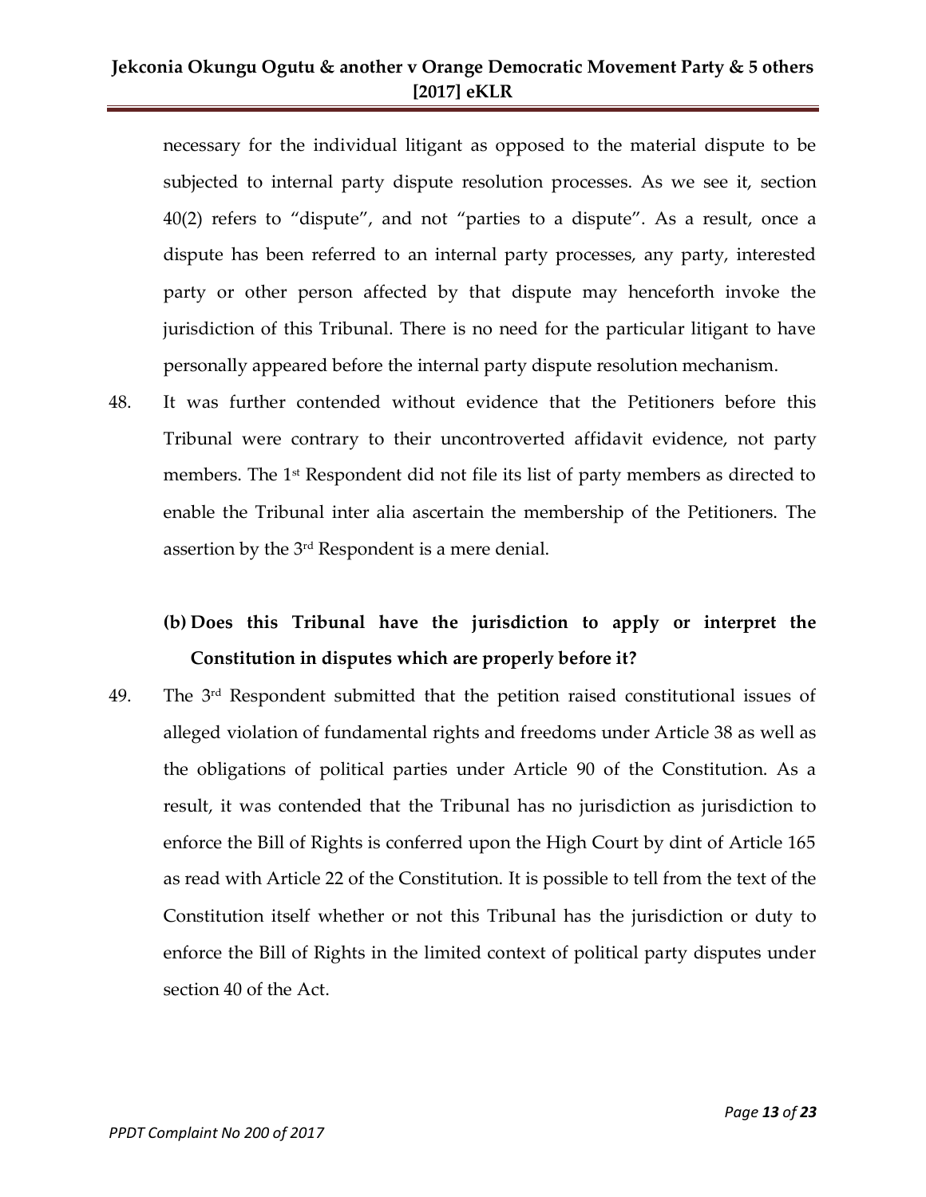necessary for the individual litigant as opposed to the material dispute to be subjected to internal party dispute resolution processes. As we see it, section 40(2) refers to "dispute", and not "parties to a dispute". As a result, once a dispute has been referred to an internal party processes, any party, interested party or other person affected by that dispute may henceforth invoke the jurisdiction of this Tribunal. There is no need for the particular litigant to have personally appeared before the internal party dispute resolution mechanism.

48. It was further contended without evidence that the Petitioners before this Tribunal were contrary to their uncontroverted affidavit evidence, not party members. The 1st Respondent did not file its list of party members as directed to enable the Tribunal inter alia ascertain the membership of the Petitioners. The assertion by the 3rd Respondent is a mere denial.

### (b) Does this Tribunal have the jurisdiction to apply or interpret the Constitution in disputes which are properly before it?

49. The 3rd Respondent submitted that the petition raised constitutional issues of alleged violation of fundamental rights and freedoms under Article 38 as well as the obligations of political parties under Article 90 of the Constitution. As a result, it was contended that the Tribunal has no jurisdiction as jurisdiction to enforce the Bill of Rights is conferred upon the High Court by dint of Article 165 as read with Article 22 of the Constitution. It is possible to tell from the text of the Constitution itself whether or not this Tribunal has the jurisdiction or duty to enforce the Bill of Rights in the limited context of political party disputes under section 40 of the Act.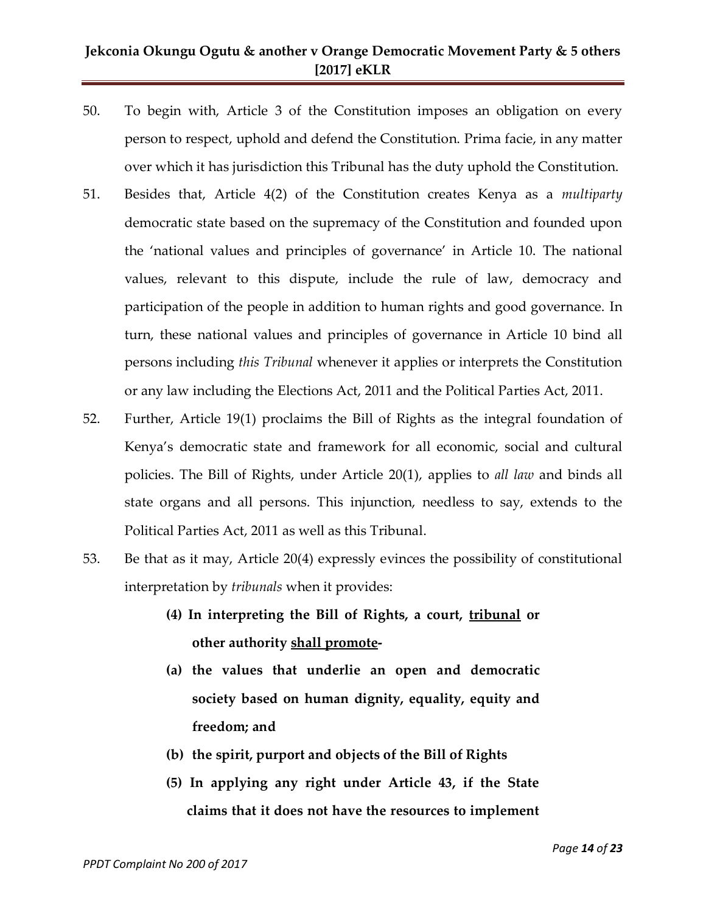50. To begin with, Article 3 of the Constitution imposes an obligation on every person to respect, uphold and defend the Constitution. Prima facie, in any matter over which it has jurisdiction this Tribunal has the duty uphold the Constitution.

51. Besides that, Article 4(2) of the Constitution creates Kenya as a *multiparty* democratic state based on the supremacy of the Constitution and founded upon the 'national values and principles of governance' in Article 10. The national values, relevant to this dispute, include the rule of law, democracy and participation of the people in addition to human rights and good governance. In turn, these national values and principles of governance in Article 10 bind all persons including *this Tribunal* whenever it applies or interprets the Constitution or any law including the Elections Act, 2011 and the Political Parties Act, 2011.

52. Further, Article 19(1) proclaims the Bill of Rights as the integral foundation of Kenya's democratic state and framework for all economic, social and cultural policies. The Bill of Rights, under Article 20(1), applies to *all law* and binds all state organs and all persons. This injunction, needless to say, extends to the Political Parties Act, 2011 as well as this Tribunal.

53. Be that as it may, Article 20(4) expressly evinces the possibility of constitutional interpretation by *tribunals* when it provides:

> **(4) In interpreting the Bill of Rights, a court, <u>tribunal</u> or other authority <u>shall promote</u>-**
>
> **(a) the values that underlie an open and democratic society based on human dignity, equality, equity and freedom; and**
>
> **(b) the spirit, purport and objects of the Bill of Rights**
>
> **(5) In applying any right under Article 43, if the State claims that it does not have the resources to implement**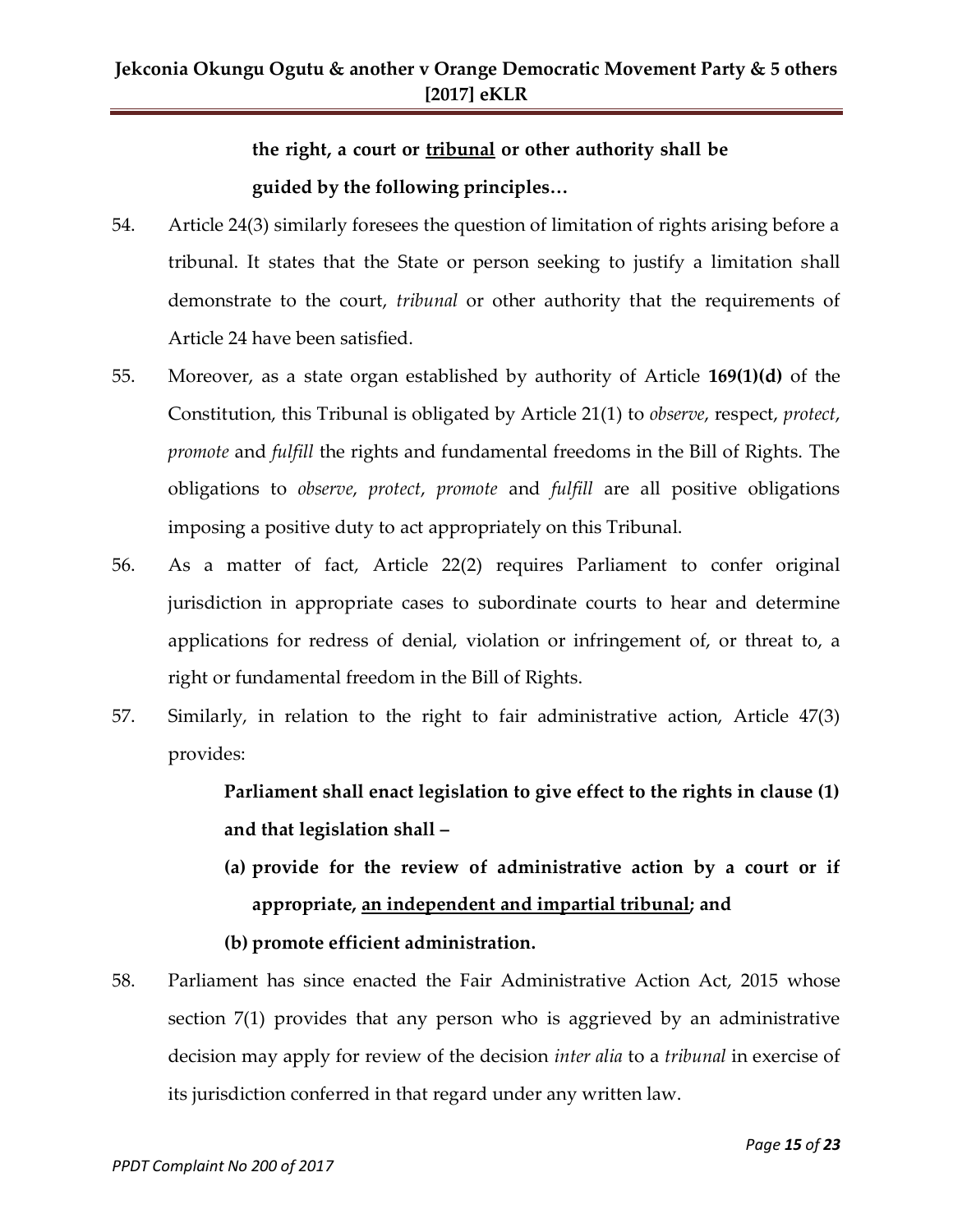> **the right, a court or <u>tribunal</u> or other authority shall be guided by the following principles…**

54. Article 24(3) similarly foresees the question of limitation of rights arising before a tribunal. It states that the State or person seeking to justify a limitation shall demonstrate to the court, *tribunal* or other authority that the requirements of Article 24 have been satisfied.

55. Moreover, as a state organ established by authority of Article **169(1)(d)** of the Constitution, this Tribunal is obligated by Article 21(1) to *observe*, respect, *protect*, *promote* and *fulfill* the rights and fundamental freedoms in the Bill of Rights. The obligations to *observe*, *protect*, *promote* and *fulfill* are all positive obligations imposing a positive duty to act appropriately on this Tribunal.

56. As a matter of fact, Article 22(2) requires Parliament to confer original jurisdiction in appropriate cases to subordinate courts to hear and determine applications for redress of denial, violation or infringement of, or threat to, a right or fundamental freedom in the Bill of Rights.

57. Similarly, in relation to the right to fair administrative action, Article 47(3) provides:

> **Parliament shall enact legislation to give effect to the rights in clause (1) and that legislation shall –**
>
> **(a) provide for the review of administrative action by a court or if appropriate, <u>an independent and impartial tribunal</u>; and**
>
> **(b) promote efficient administration.**

58. Parliament has since enacted the Fair Administrative Action Act, 2015 whose section 7(1) provides that any person who is aggrieved by an administrative decision may apply for review of the decision *inter alia* to a *tribunal* in exercise of its jurisdiction conferred in that regard under any written law.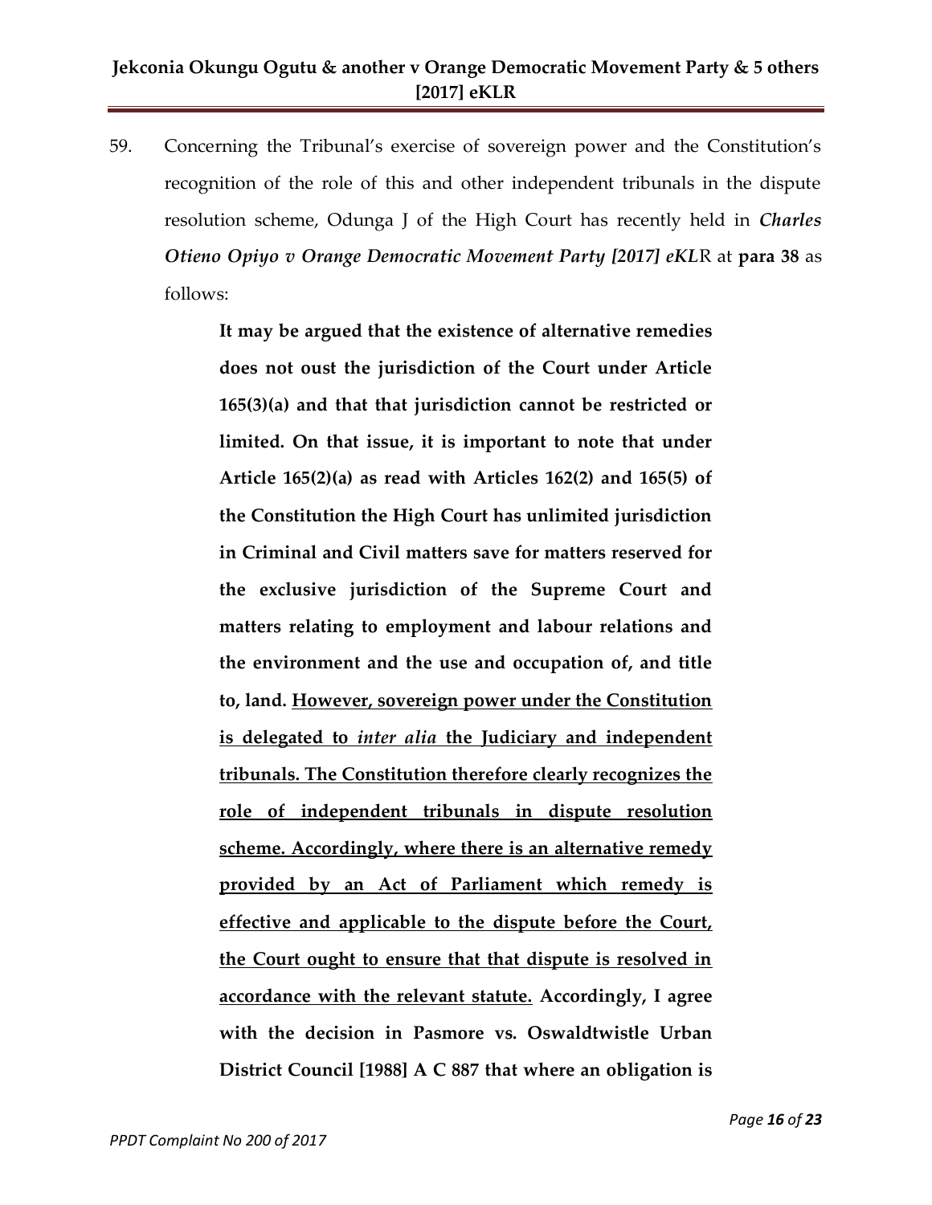59. Concerning the Tribunal's exercise of sovereign power and the Constitution's recognition of the role of this and other independent tribunals in the dispute resolution scheme, Odunga J of the High Court has recently held in ***Charles Otieno Opiyo v Orange Democratic Movement Party [2017] eKL*R** at **para 38** as follows:

> **It may be argued that the existence of alternative remedies does not oust the jurisdiction of the Court under Article 165(3)(a) and that that jurisdiction cannot be restricted or limited. On that issue, it is important to note that under Article 165(2)(a) as read with Articles 162(2) and 165(5) of the Constitution the High Court has unlimited jurisdiction in Criminal and Civil matters save for matters reserved for the exclusive jurisdiction of the Supreme Court and matters relating to employment and labour relations and the environment and the use and occupation of, and title to, land. <u>However, sovereign power under the Constitution is delegated to *inter alia* the Judiciary and independent tribunals. The Constitution therefore clearly recognizes the role of independent tribunals in dispute resolution scheme. Accordingly, where there is an alternative remedy provided by an Act of Parliament which remedy is effective and applicable to the dispute before the Court, the Court ought to ensure that that dispute is resolved in accordance with the relevant statute.</u> Accordingly, I agree with the decision in Pasmore vs. Oswaldtwistle Urban District Council [1988] A C 887 that where an obligation is**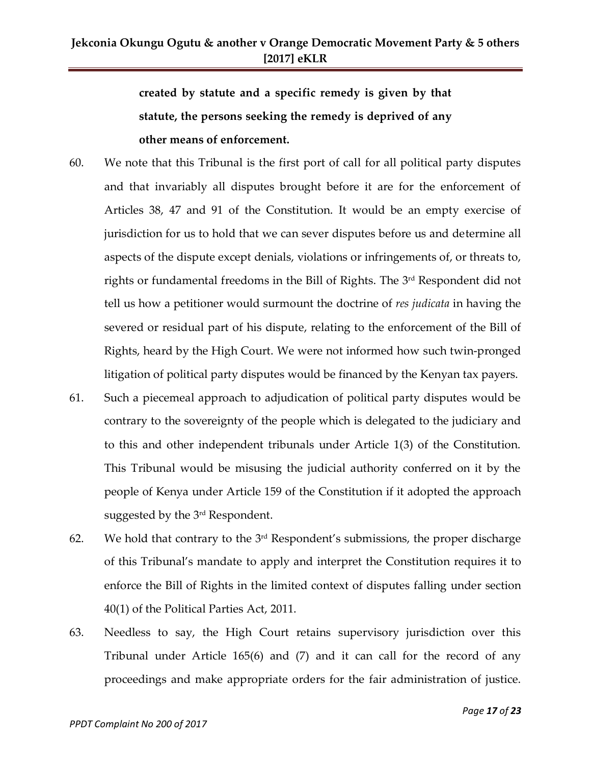**created by statute and a specific remedy is given by that statute, the persons seeking the remedy is deprived of any other means of enforcement.**

60. We note that this Tribunal is the first port of call for all political party disputes and that invariably all disputes brought before it are for the enforcement of Articles 38, 47 and 91 of the Constitution. It would be an empty exercise of jurisdiction for us to hold that we can sever disputes before us and determine all aspects of the dispute except denials, violations or infringements of, or threats to, rights or fundamental freedoms in the Bill of Rights. The 3rd Respondent did not tell us how a petitioner would surmount the doctrine of *res judicata* in having the severed or residual part of his dispute, relating to the enforcement of the Bill of Rights, heard by the High Court. We were not informed how such twin-pronged litigation of political party disputes would be financed by the Kenyan tax payers.

61. Such a piecemeal approach to adjudication of political party disputes would be contrary to the sovereignty of the people which is delegated to the judiciary and to this and other independent tribunals under Article 1(3) of the Constitution. This Tribunal would be misusing the judicial authority conferred on it by the people of Kenya under Article 159 of the Constitution if it adopted the approach suggested by the 3rd Respondent.

62. We hold that contrary to the 3rd Respondent's submissions, the proper discharge of this Tribunal's mandate to apply and interpret the Constitution requires it to enforce the Bill of Rights in the limited context of disputes falling under section 40(1) of the Political Parties Act, 2011.

63. Needless to say, the High Court retains supervisory jurisdiction over this Tribunal under Article 165(6) and (7) and it can call for the record of any proceedings and make appropriate orders for the fair administration of justice.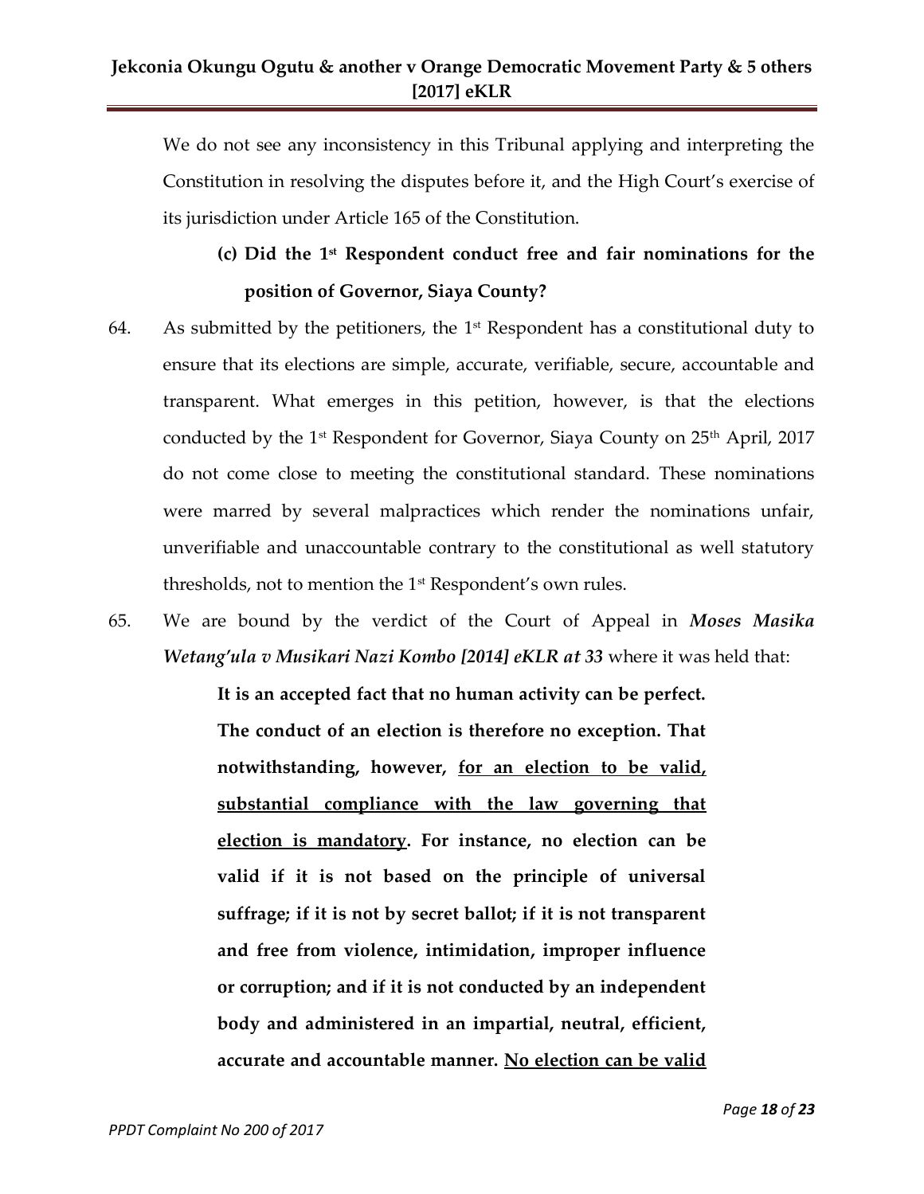We do not see any inconsistency in this Tribunal applying and interpreting the Constitution in resolving the disputes before it, and the High Court's exercise of its jurisdiction under Article 165 of the Constitution.

**(c) Did the 1st Respondent conduct free and fair nominations for the position of Governor, Siaya County?**

64. As submitted by the petitioners, the 1st Respondent has a constitutional duty to ensure that its elections are simple, accurate, verifiable, secure, accountable and transparent. What emerges in this petition, however, is that the elections conducted by the 1st Respondent for Governor, Siaya County on 25th April, 2017 do not come close to meeting the constitutional standard. These nominations were marred by several malpractices which render the nominations unfair, unverifiable and unaccountable contrary to the constitutional as well statutory thresholds, not to mention the 1st Respondent's own rules.

65. We are bound by the verdict of the Court of Appeal in ***Moses Masika Wetang'ula v Musikari Nazi Kombo [2014] eKLR at 33*** where it was held that:

> **It is an accepted fact that no human activity can be perfect. The conduct of an election is therefore no exception. That notwithstanding, however, <u>for an election to be valid, substantial compliance with the law governing that election is mandatory</u>. For instance, no election can be valid if it is not based on the principle of universal suffrage; if it is not by secret ballot; if it is not transparent and free from violence, intimidation, improper influence or corruption; and if it is not conducted by an independent body and administered in an impartial, neutral, efficient, accurate and accountable manner. <u>No election can be valid</u>**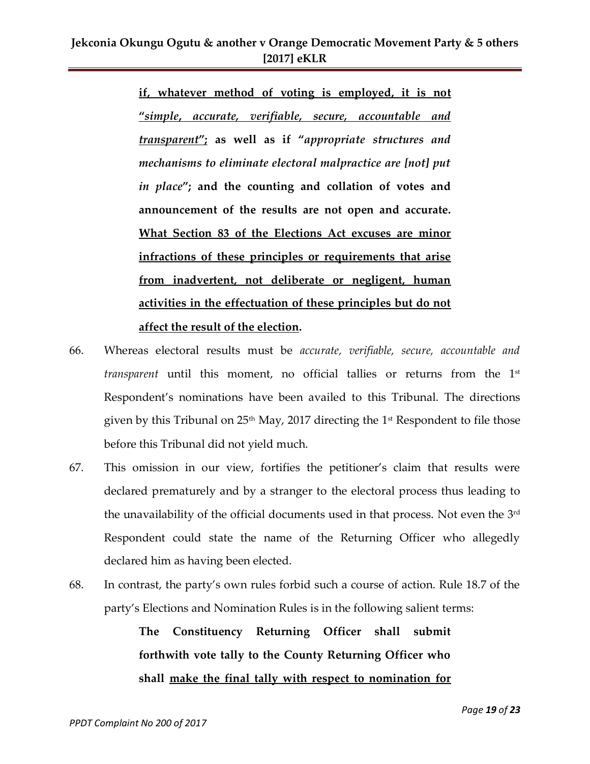> **<u>if, whatever method of voting is employed, it is not "*simple, accurate, verifiable, secure, accountable and transparent*";</u> as well as if "*appropriate structures and mechanisms to eliminate electoral malpractice are [not] put in place*"; and the counting and collation of votes and announcement of the results are not open and accurate. <u>What Section 83 of the Elections Act excuses are minor infractions of these principles or requirements that arise from inadvertent, not deliberate or negligent, human activities in the effectuation of these principles but do not affect the result of the election</u>.**

66. Whereas electoral results must be *accurate, verifiable, secure, accountable and transparent* until this moment, no official tallies or returns from the 1st Respondent's nominations have been availed to this Tribunal. The directions given by this Tribunal on 25th May, 2017 directing the 1st Respondent to file those before this Tribunal did not yield much.

67. This omission in our view, fortifies the petitioner's claim that results were declared prematurely and by a stranger to the electoral process thus leading to the unavailability of the official documents used in that process. Not even the 3rd Respondent could state the name of the Returning Officer who allegedly declared him as having been elected.

68. In contrast, the party's own rules forbid such a course of action. Rule 18.7 of the party's Elections and Nomination Rules is in the following salient terms:

> **The Constituency Returning Officer shall submit forthwith vote tally to the County Returning Officer who shall <u>make the final tally with respect to nomination for</u>**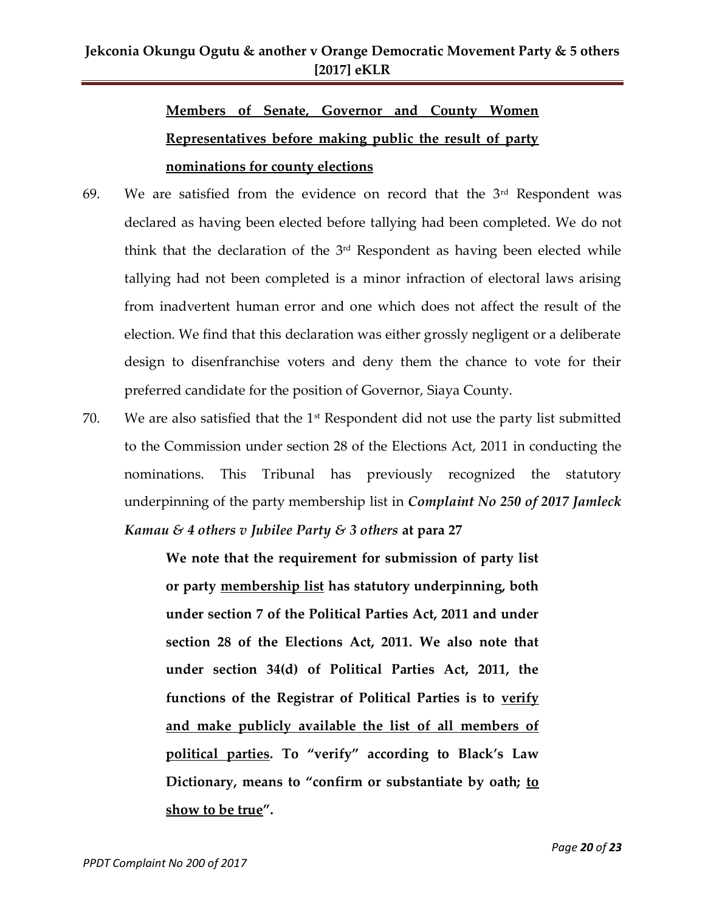**<u>Members of Senate, Governor and County Women Representatives before making public the result of party nominations for county elections</u>**

69. We are satisfied from the evidence on record that the 3rd Respondent was declared as having been elected before tallying had been completed. We do not think that the declaration of the 3rd Respondent as having been elected while tallying had not been completed is a minor infraction of electoral laws arising from inadvertent human error and one which does not affect the result of the election. We find that this declaration was either grossly negligent or a deliberate design to disenfranchise voters and deny them the chance to vote for their preferred candidate for the position of Governor, Siaya County.

70. We are also satisfied that the 1st Respondent did not use the party list submitted to the Commission under section 28 of the Elections Act, 2011 in conducting the nominations. This Tribunal has previously recognized the statutory underpinning of the party membership list in ***Complaint No 250 of 2017 Jamleck Kamau & 4 others v Jubilee Party & 3 others*** **at para 27**

> **We note that the requirement for submission of party list or party <u>membership list</u> has statutory underpinning, both under section 7 of the Political Parties Act, 2011 and under section 28 of the Elections Act, 2011. We also note that under section 34(d) of Political Parties Act, 2011, the functions of the Registrar of Political Parties is to <u>verify and make publicly available the list of all members of political parties</u>. To "verify" according to Black's Law Dictionary, means to "confirm or substantiate by oath; <u>to show to be true</u>".**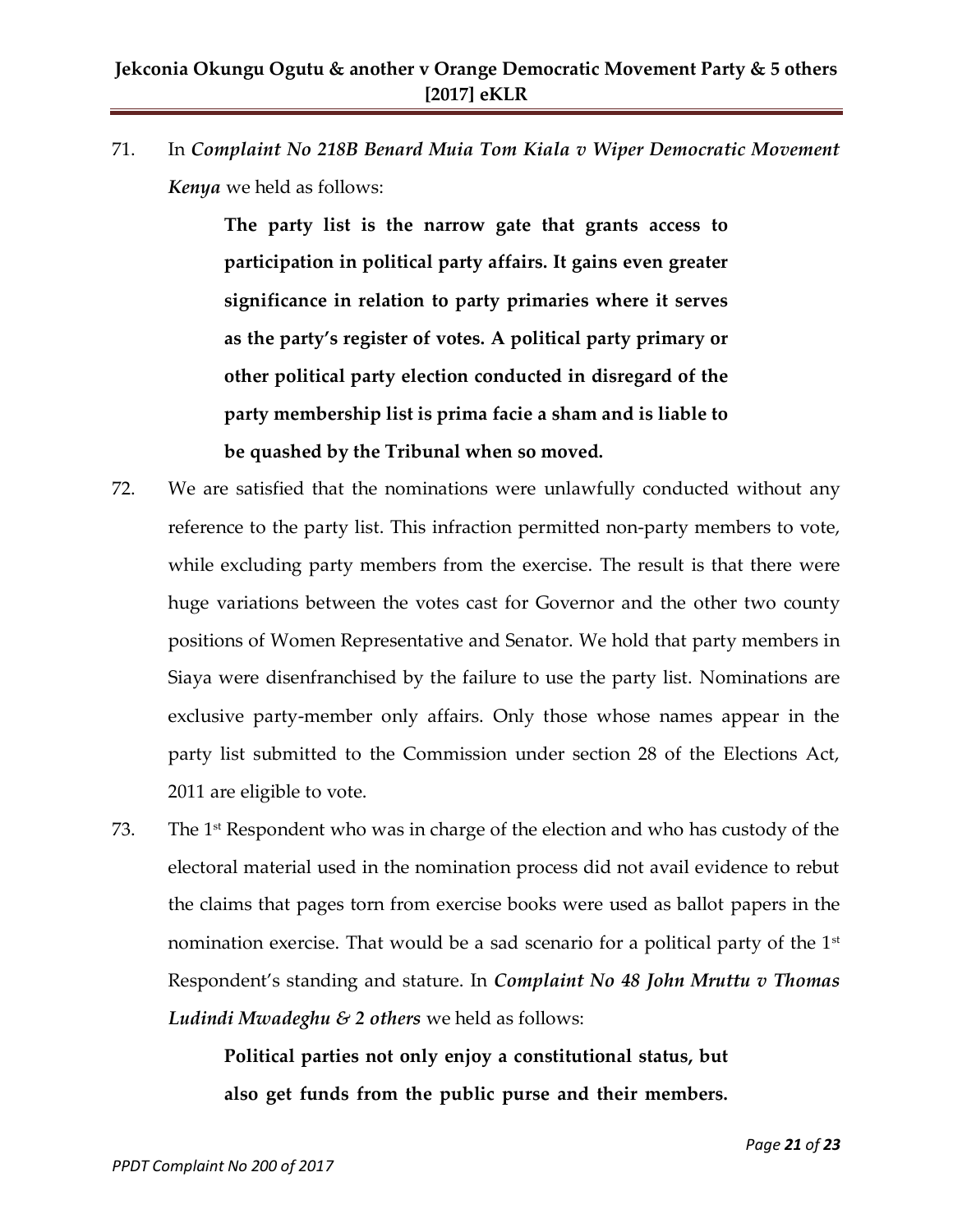71. In ***Complaint No 218B Benard Muia Tom Kiala v Wiper Democratic Movement Kenya*** we held as follows:

> **The party list is the narrow gate that grants access to participation in political party affairs. It gains even greater significance in relation to party primaries where it serves as the party's register of votes. A political party primary or other political party election conducted in disregard of the party membership list is prima facie a sham and is liable to be quashed by the Tribunal when so moved.**

72. We are satisfied that the nominations were unlawfully conducted without any reference to the party list. This infraction permitted non-party members to vote, while excluding party members from the exercise. The result is that there were huge variations between the votes cast for Governor and the other two county positions of Women Representative and Senator. We hold that party members in Siaya were disenfranchised by the failure to use the party list. Nominations are exclusive party-member only affairs. Only those whose names appear in the party list submitted to the Commission under section 28 of the Elections Act, 2011 are eligible to vote.

73. The 1st Respondent who was in charge of the election and who has custody of the electoral material used in the nomination process did not avail evidence to rebut the claims that pages torn from exercise books were used as ballot papers in the nomination exercise. That would be a sad scenario for a political party of the 1st Respondent's standing and stature. In ***Complaint No 48 John Mruttu v Thomas Ludindi Mwadeghu & 2 others*** we held as follows:

> **Political parties not only enjoy a constitutional status, but also get funds from the public purse and their members.**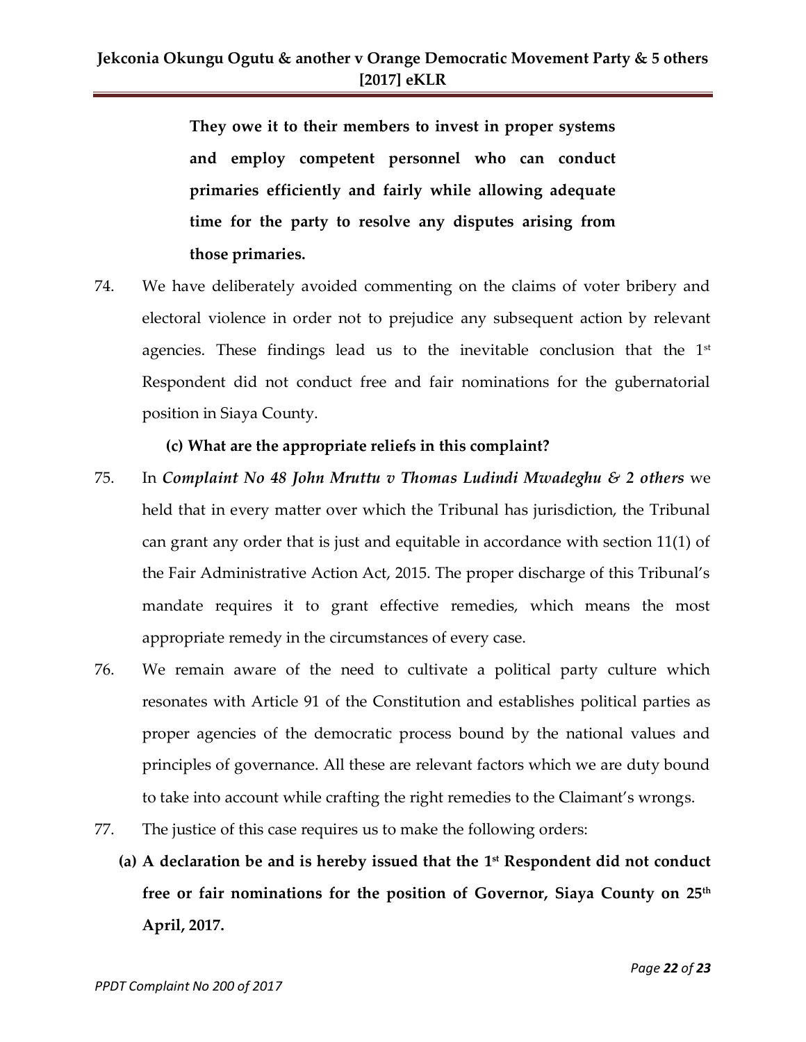> **They owe it to their members to invest in proper systems and employ competent personnel who can conduct primaries efficiently and fairly while allowing adequate time for the party to resolve any disputes arising from those primaries.**

74. We have deliberately avoided commenting on the claims of voter bribery and electoral violence in order not to prejudice any subsequent action by relevant agencies. These findings lead us to the inevitable conclusion that the 1st Respondent did not conduct free and fair nominations for the gubernatorial position in Siaya County.

**(c) What are the appropriate reliefs in this complaint?**

75. In ***Complaint No 48 John Mruttu v Thomas Ludindi Mwadeghu & 2 others*** we held that in every matter over which the Tribunal has jurisdiction, the Tribunal can grant any order that is just and equitable in accordance with section 11(1) of the Fair Administrative Action Act, 2015. The proper discharge of this Tribunal's mandate requires it to grant effective remedies, which means the most appropriate remedy in the circumstances of every case.

76. We remain aware of the need to cultivate a political party culture which resonates with Article 91 of the Constitution and establishes political parties as proper agencies of the democratic process bound by the national values and principles of governance. All these are relevant factors which we are duty bound to take into account while crafting the right remedies to the Claimant's wrongs.

77. The justice of this case requires us to make the following orders:

**(a) A declaration be and is hereby issued that the 1st Respondent did not conduct free or fair nominations for the position of Governor, Siaya County on 25th April, 2017.**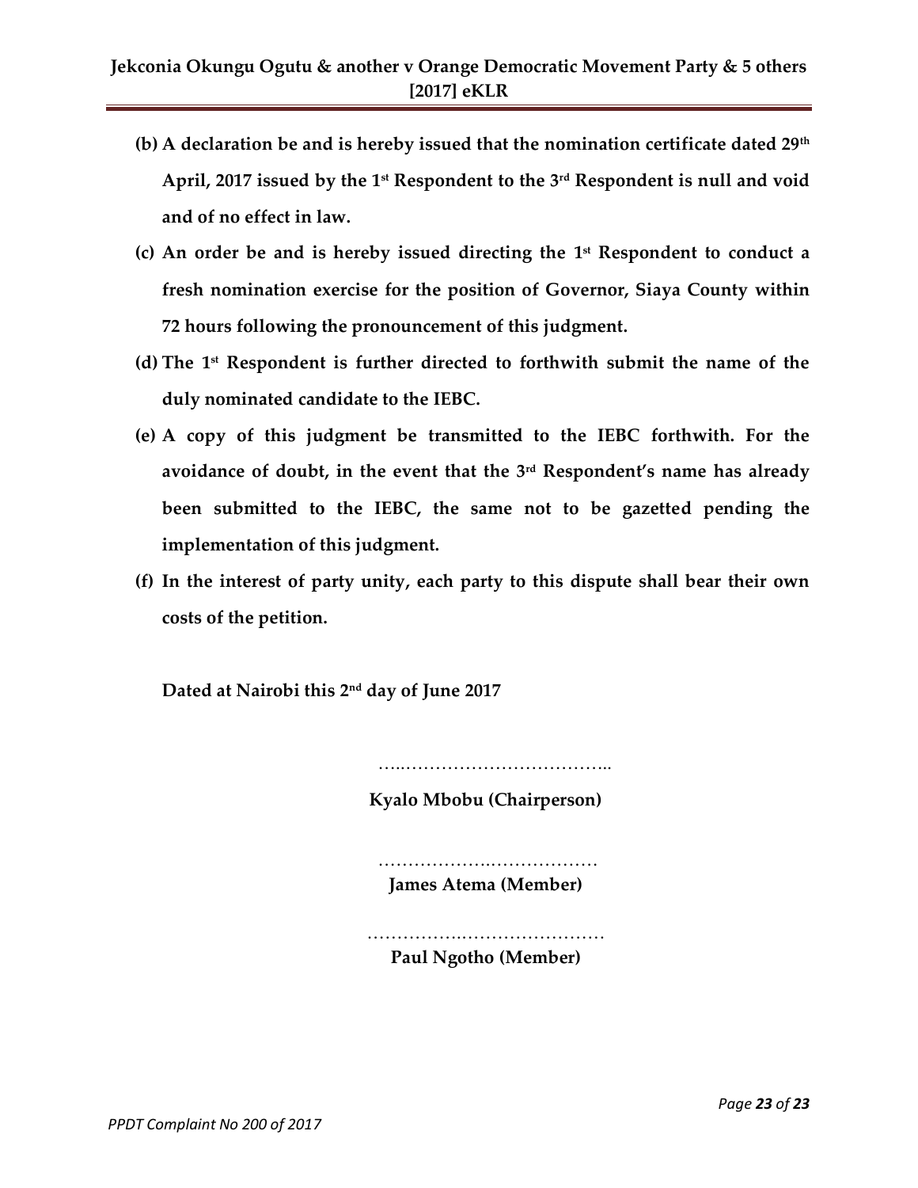**(b) A declaration be and is hereby issued that the nomination certificate dated 29th April, 2017 issued by the 1st Respondent to the 3rd Respondent is null and void and of no effect in law.**

**(c) An order be and is hereby issued directing the 1st Respondent to conduct a fresh nomination exercise for the position of Governor, Siaya County within 72 hours following the pronouncement of this judgment.**

**(d) The 1st Respondent is further directed to forthwith submit the name of the duly nominated candidate to the IEBC.**

**(e) A copy of this judgment be transmitted to the IEBC forthwith. For the avoidance of doubt, in the event that the 3rd Respondent's name has already been submitted to the IEBC, the same not to be gazetted pending the implementation of this judgment.**

**(f) In the interest of party unity, each party to this dispute shall bear their own costs of the petition.**

**Dated at Nairobi this 2nd day of June 2017**

…..……………………………..

**Kyalo Mbobu (Chairperson)**

……………….………………

**James Atema (Member)**

……………….…………………

**Paul Ngotho (Member)**